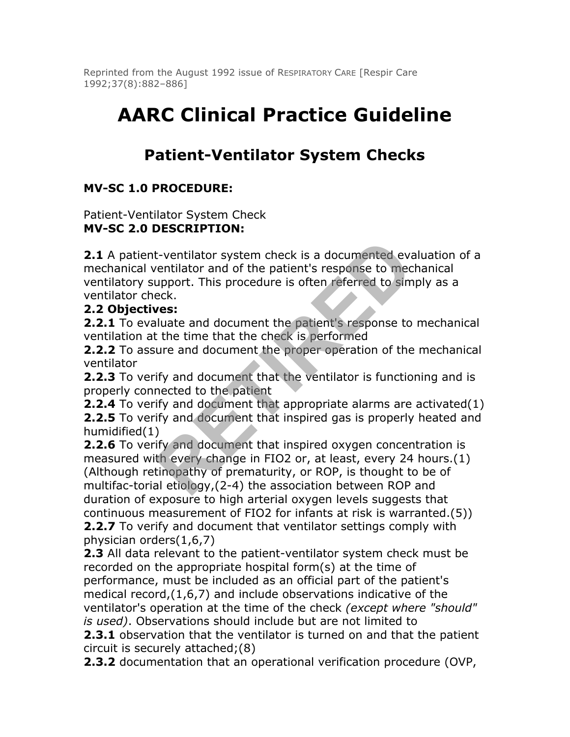Reprinted from the August 1992 issue of RESPIRATORY CARE [Respir Care 1992;37(8):882–886]

# AARC Clinical Practice Guideline

## Patient-Ventilator System Checks

**MV-SC 1.0 PROCEDURE:**

Patient-Ventilator System Check
**MV-SC 2.0 DESCRIPTION:**

**2.1** A patient-ventilator system check is a documented evaluation of a mechanical ventilator and of the patient's response to mechanical ventilatory support. This procedure is often referred to simply as a ventilator check.
**2.2 Objectives:**
**2.2.1** To evaluate and document the patient's response to mechanical ventilation at the time that the check is performed
**2.2.2** To assure and document the proper operation of the mechanical ventilator
**2.2.3** To verify and document that the ventilator is functioning and is properly connected to the patient
**2.2.4** To verify and document that appropriate alarms are activated(1)
**2.2.5** To verify and document that inspired gas is properly heated and humidified(1)
**2.2.6** To verify and document that inspired oxygen concentration is measured with every change in $F_{IO2}$ or, at least, every 24 hours.(1) (Although retinopathy of prematurity, or ROP, is thought to be of multifac-torial etiology,(2-4) the association between ROP and duration of exposure to high arterial oxygen levels suggests that continuous measurement of $F_{IO2}$ for infants at risk is warranted.(5))
**2.2.7** To verify and document that ventilator settings comply with physician orders(1,6,7)
**2.3** All data relevant to the patient-ventilator system check must be recorded on the appropriate hospital form(s) at the time of performance, must be included as an official part of the patient's medical record,(1,6,7) and include observations indicative of the ventilator's operation at the time of the check *(except where "should" is used)*. Observations should include but are not limited to
**2.3.1** observation that the ventilator is turned on and that the patient circuit is securely attached;(8)
**2.3.2** documentation that an operational verification procedure (OVP,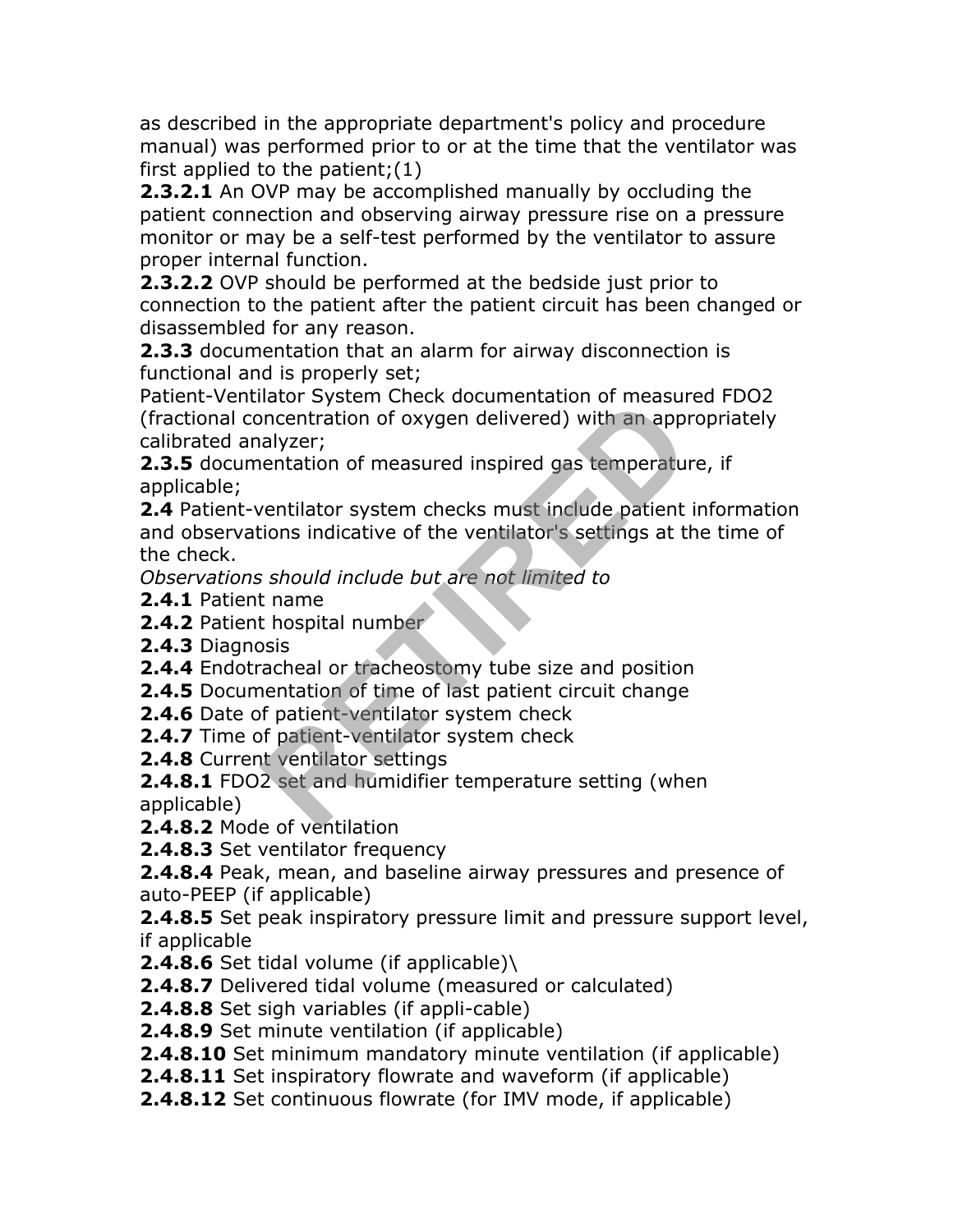as described in the appropriate department's policy and procedure manual) was performed prior to or at the time that the ventilator was first applied to the patient;(1)

**2.3.2.1** An OVP may be accomplished manually by occluding the patient connection and observing airway pressure rise on a pressure monitor or may be a self-test performed by the ventilator to assure proper internal function.

**2.3.2.2** OVP should be performed at the bedside just prior to connection to the patient after the patient circuit has been changed or disassembled for any reason.

**2.3.3** documentation that an alarm for airway disconnection is functional and is properly set;

Patient-Ventilator System Check documentation of measured FDO2 (fractional concentration of oxygen delivered) with an appropriately calibrated analyzer;

**2.3.5** documentation of measured inspired gas temperature, if applicable;

**2.4** Patient-ventilator system checks must include patient information and observations indicative of the ventilator's settings at the time of the check.

*Observations should include but are not limited to*

**2.4.1** Patient name
**2.4.2** Patient hospital number
**2.4.3** Diagnosis
**2.4.4** Endotracheal or tracheostomy tube size and position
**2.4.5** Documentation of time of last patient circuit change
**2.4.6** Date of patient-ventilator system check
**2.4.7** Time of patient-ventilator system check
**2.4.8** Current ventilator settings
**2.4.8.1** FDO2 set and humidifier temperature setting (when applicable)
**2.4.8.2** Mode of ventilation
**2.4.8.3** Set ventilator frequency
**2.4.8.4** Peak, mean, and baseline airway pressures and presence of auto-PEEP (if applicable)
**2.4.8.5** Set peak inspiratory pressure limit and pressure support level, if applicable
**2.4.8.6** Set tidal volume (if applicable)\
**2.4.8.7** Delivered tidal volume (measured or calculated)
**2.4.8.8** Set sigh variables (if appli-cable)
**2.4.8.9** Set minute ventilation (if applicable)
**2.4.8.10** Set minimum mandatory minute ventilation (if applicable)
**2.4.8.11** Set inspiratory flowrate and waveform (if applicable)
**2.4.8.12** Set continuous flowrate (for IMV mode, if applicable)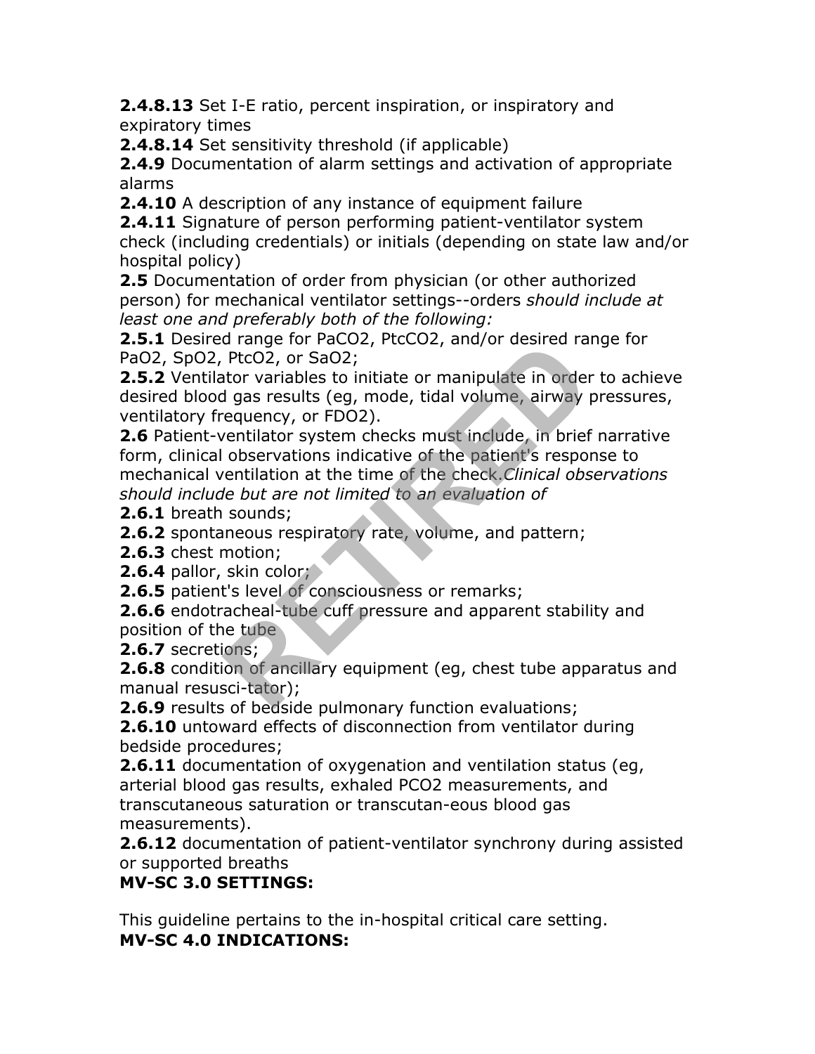**2.4.8.13** Set I-E ratio, percent inspiration, or inspiratory and expiratory times

**2.4.8.14** Set sensitivity threshold (if applicable)

**2.4.9** Documentation of alarm settings and activation of appropriate alarms

**2.4.10** A description of any instance of equipment failure

**2.4.11** Signature of person performing patient-ventilator system check (including credentials) or initials (depending on state law and/or hospital policy)

**2.5** Documentation of order from physician (or other authorized person) for mechanical ventilator settings--orders *should include at least one and preferably both of the following:*

**2.5.1** Desired range for $PaCO_2$, $PtcCO_2$, and/or desired range for $PaO_2$, $SpO_2$, $PtcO_2$, or $SaO_2$;

**2.5.2** Ventilator variables to initiate or manipulate in order to achieve desired blood gas results (eg, mode, tidal volume, airway pressures, ventilatory frequency, or $FDO_2$).

**2.6** Patient-ventilator system checks must include, in brief narrative form, clinical observations indicative of the patient's response to mechanical ventilation at the time of the check.*Clinical observations should include but are not limited to an evaluation of*

**2.6.1** breath sounds;

**2.6.2** spontaneous respiratory rate, volume, and pattern;

**2.6.3** chest motion;

**2.6.4** pallor, skin color;

**2.6.5** patient's level of consciousness or remarks;

**2.6.6** endotracheal-tube cuff pressure and apparent stability and position of the tube

**2.6.7** secretions;

**2.6.8** condition of ancillary equipment (eg, chest tube apparatus and manual resusci-tator);

**2.6.9** results of bedside pulmonary function evaluations;

**2.6.10** untoward effects of disconnection from ventilator during bedside procedures;

**2.6.11** documentation of oxygenation and ventilation status (eg, arterial blood gas results, exhaled $PCO_2$ measurements, and transcutaneous saturation or transcutan-eous blood gas measurements).

**2.6.12** documentation of patient-ventilator synchrony during assisted or supported breaths

**MV-SC 3.0 SETTINGS:**

This guideline pertains to the in-hospital critical care setting.

**MV-SC 4.0 INDICATIONS:**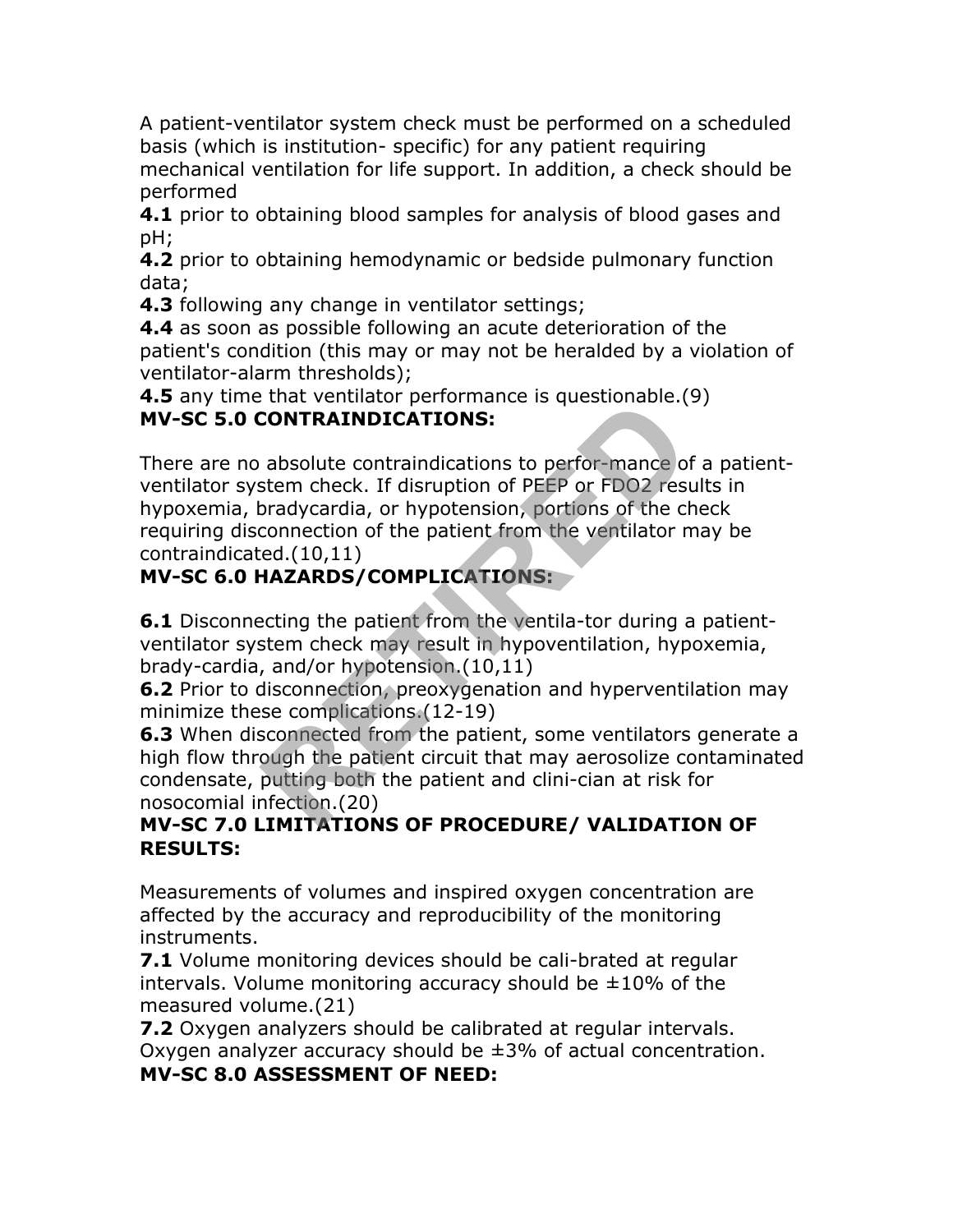A patient-ventilator system check must be performed on a scheduled basis (which is institution- specific) for any patient requiring mechanical ventilation for life support. In addition, a check should be performed

**4.1** prior to obtaining blood samples for analysis of blood gases and pH;

**4.2** prior to obtaining hemodynamic or bedside pulmonary function data;

**4.3** following any change in ventilator settings;

**4.4** as soon as possible following an acute deterioration of the patient's condition (this may or may not be heralded by a violation of ventilator-alarm thresholds);

**4.5** any time that ventilator performance is questionable.(9)

**MV-SC 5.0 CONTRAINDICATIONS:**

There are no absolute contraindications to perfor-mance of a patient-ventilator system check. If disruption of PEEP or FDO2 results in hypoxemia, bradycardia, or hypotension, portions of the check requiring disconnection of the patient from the ventilator may be contraindicated.(10,11)

**MV-SC 6.0 HAZARDS/COMPLICATIONS:**

**6.1** Disconnecting the patient from the ventila-tor during a patient-ventilator system check may result in hypoventilation, hypoxemia, brady-cardia, and/or hypotension.(10,11)

**6.2** Prior to disconnection, preoxygenation and hyperventilation may minimize these complications.(12-19)

**6.3** When disconnected from the patient, some ventilators generate a high flow through the patient circuit that may aerosolize contaminated condensate, putting both the patient and clini-cian at risk for nosocomial infection.(20)

**MV-SC 7.0 LIMITATIONS OF PROCEDURE/ VALIDATION OF RESULTS:**

Measurements of volumes and inspired oxygen concentration are affected by the accuracy and reproducibility of the monitoring instruments.

**7.1** Volume monitoring devices should be cali-brated at regular intervals. Volume monitoring accuracy should be ±10% of the measured volume.(21)

**7.2** Oxygen analyzers should be calibrated at regular intervals. Oxygen analyzer accuracy should be ±3% of actual concentration.

**MV-SC 8.0 ASSESSMENT OF NEED:**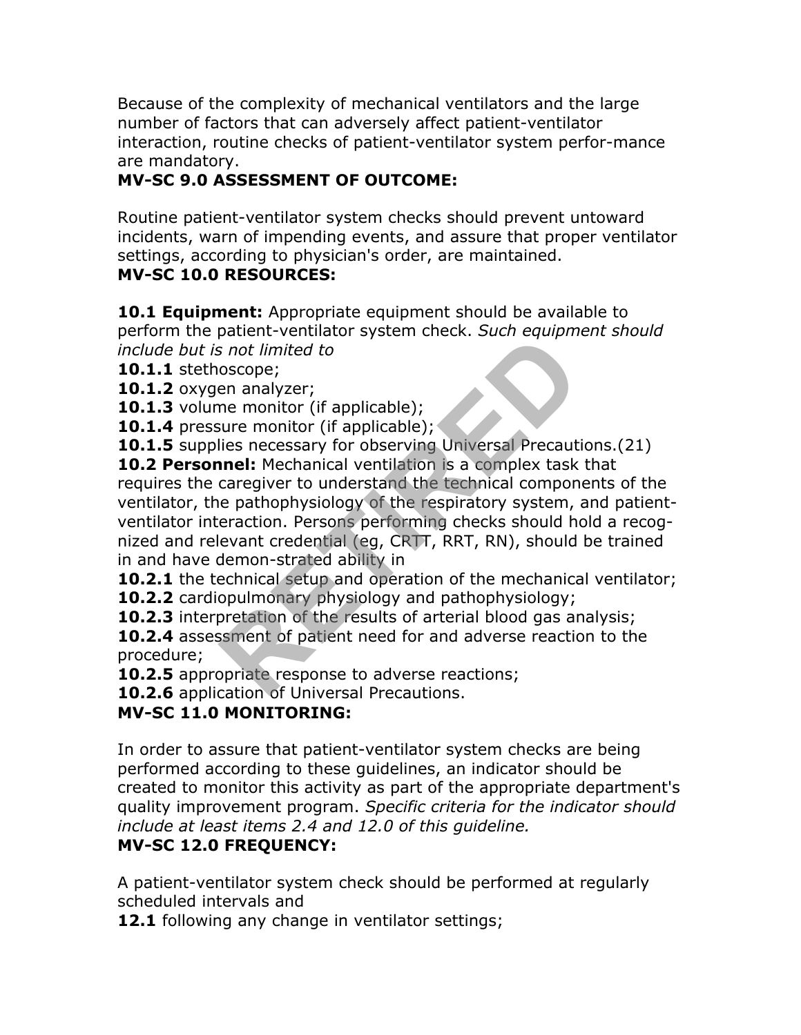Because of the complexity of mechanical ventilators and the large number of factors that can adversely affect patient-ventilator interaction, routine checks of patient-ventilator system perfor-mance are mandatory.

**MV-SC 9.0 ASSESSMENT OF OUTCOME:**

Routine patient-ventilator system checks should prevent untoward incidents, warn of impending events, and assure that proper ventilator settings, according to physician's order, are maintained.

**MV-SC 10.0 RESOURCES:**

**10.1 Equipment:** Appropriate equipment should be available to perform the patient-ventilator system check. *Such equipment should include but is not limited to*

**10.1.1** stethoscope;
**10.1.2** oxygen analyzer;
**10.1.3** volume monitor (if applicable);
**10.1.4** pressure monitor (if applicable);
**10.1.5** supplies necessary for observing Universal Precautions.(21)

**10.2 Personnel:** Mechanical ventilation is a complex task that requires the caregiver to understand the technical components of the ventilator, the pathophysiology of the respiratory system, and patient-ventilator interaction. Persons performing checks should hold a recog-nized and relevant credential (eg, CRTT, RRT, RN), should be trained in and have demon-strated ability in

**10.2.1** the technical setup and operation of the mechanical ventilator;
**10.2.2** cardiopulmonary physiology and pathophysiology;
**10.2.3** interpretation of the results of arterial blood gas analysis;
**10.2.4** assessment of patient need for and adverse reaction to the procedure;
**10.2.5** appropriate response to adverse reactions;
**10.2.6** application of Universal Precautions.

**MV-SC 11.0 MONITORING:**

In order to assure that patient-ventilator system checks are being performed according to these guidelines, an indicator should be created to monitor this activity as part of the appropriate department's quality improvement program. *Specific criteria for the indicator should include at least items 2.4 and 12.0 of this guideline.*

**MV-SC 12.0 FREQUENCY:**

A patient-ventilator system check should be performed at regularly scheduled intervals and

**12.1** following any change in ventilator settings;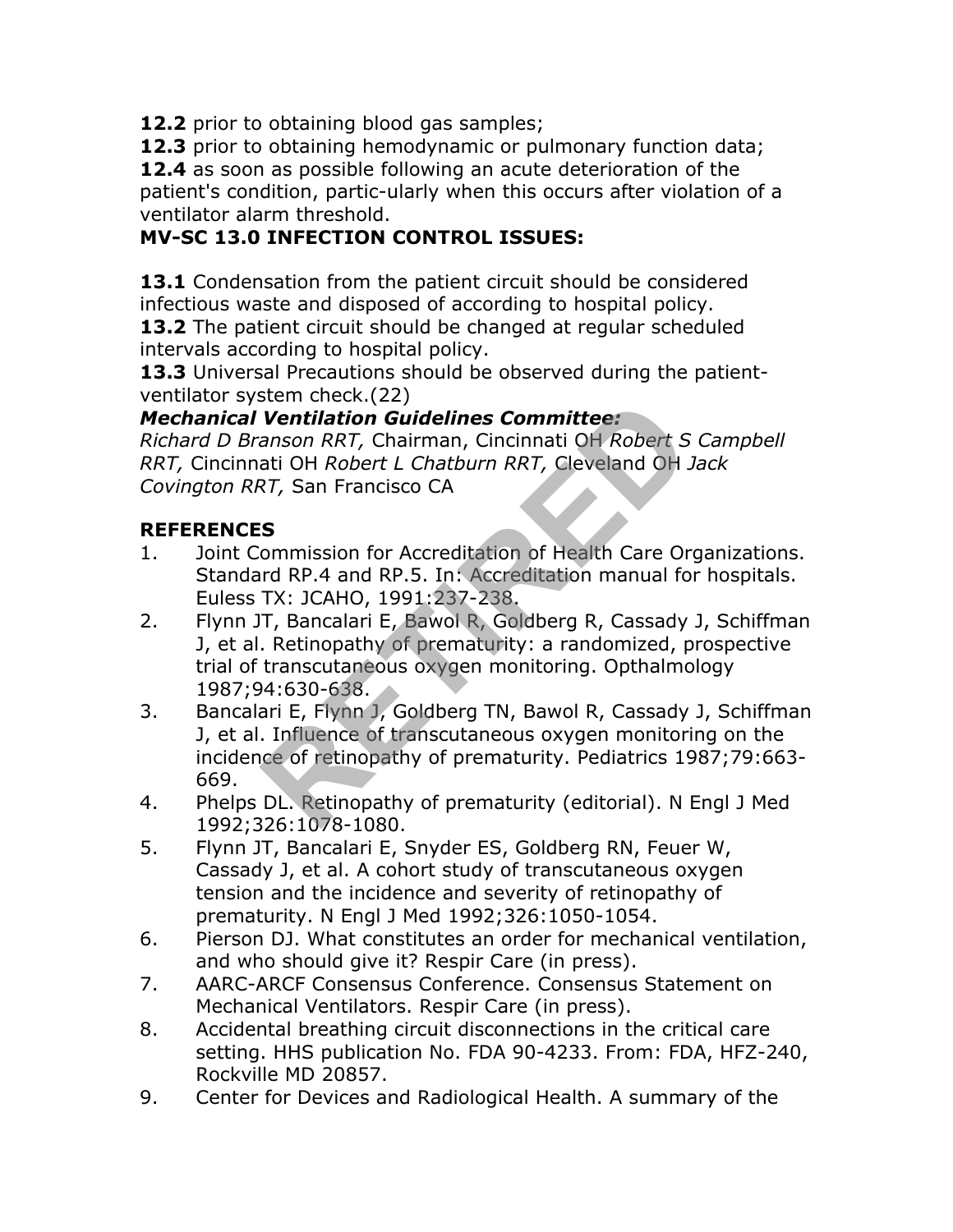**12.2** prior to obtaining blood gas samples;
**12.3** prior to obtaining hemodynamic or pulmonary function data;
**12.4** as soon as possible following an acute deterioration of the patient's condition, partic-ularly when this occurs after violation of a ventilator alarm threshold.

**MV-SC 13.0 INFECTION CONTROL ISSUES:**

**13.1** Condensation from the patient circuit should be considered infectious waste and disposed of according to hospital policy.
**13.2** The patient circuit should be changed at regular scheduled intervals according to hospital policy.
**13.3** Universal Precautions should be observed during the patient-ventilator system check.(22)

***Mechanical Ventilation Guidelines Committee:***
*Richard D Branson RRT,* Chairman, Cincinnati OH *Robert S Campbell RRT,* Cincinnati OH *Robert L Chatburn RRT,* Cleveland OH *Jack Covington RRT,* San Francisco CA

**REFERENCES**

1. Joint Commission for Accreditation of Health Care Organizations. Standard RP.4 and RP.5. In: Accreditation manual for hospitals. Euless TX: JCAHO, 1991:237-238.
2. Flynn JT, Bancalari E, Bawol R, Goldberg R, Cassady J, Schiffman J, et al. Retinopathy of prematurity: a randomized, prospective trial of transcutaneous oxygen monitoring. Opthalmology 1987;94:630-638.
3. Bancalari E, Flynn J, Goldberg TN, Bawol R, Cassady J, Schiffman J, et al. Influence of transcutaneous oxygen monitoring on the incidence of retinopathy of prematurity. Pediatrics 1987;79:663-669.
4. Phelps DL. Retinopathy of prematurity (editorial). N Engl J Med 1992;326:1078-1080.
5. Flynn JT, Bancalari E, Snyder ES, Goldberg RN, Feuer W, Cassady J, et al. A cohort study of transcutaneous oxygen tension and the incidence and severity of retinopathy of prematurity. N Engl J Med 1992;326:1050-1054.
6. Pierson DJ. What constitutes an order for mechanical ventilation, and who should give it? Respir Care (in press).
7. AARC-ARCF Consensus Conference. Consensus Statement on Mechanical Ventilators. Respir Care (in press).
8. Accidental breathing circuit disconnections in the critical care setting. HHS publication No. FDA 90-4233. From: FDA, HFZ-240, Rockville MD 20857.
9. Center for Devices and Radiological Health. A summary of the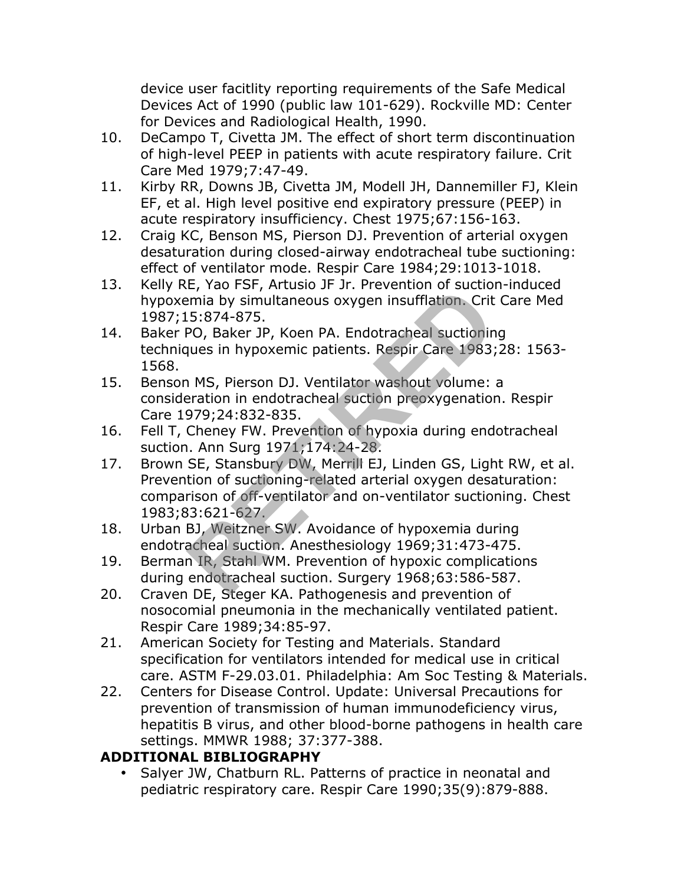device user facitlity reporting requirements of the Safe Medical Devices Act of 1990 (public law 101-629). Rockville MD: Center for Devices and Radiological Health, 1990.

10. DeCampo T, Civetta JM. The effect of short term discontinuation of high-level PEEP in patients with acute respiratory failure. Crit Care Med 1979;7:47-49.
11. Kirby RR, Downs JB, Civetta JM, Modell JH, Dannemiller FJ, Klein EF, et al. High level positive end expiratory pressure (PEEP) in acute respiratory insufficiency. Chest 1975;67:156-163.
12. Craig KC, Benson MS, Pierson DJ. Prevention of arterial oxygen desaturation during closed-airway endotracheal tube suctioning: effect of ventilator mode. Respir Care 1984;29:1013-1018.
13. Kelly RE, Yao FSF, Artusio JF Jr. Prevention of suction-induced hypoxemia by simultaneous oxygen insufflation. Crit Care Med 1987;15:874-875.
14. Baker PO, Baker JP, Koen PA. Endotracheal suctioning techniques in hypoxemic patients. Respir Care 1983;28: 1563-1568.
15. Benson MS, Pierson DJ. Ventilator washout volume: a consideration in endotracheal suction preoxygenation. Respir Care 1979;24:832-835.
16. Fell T, Cheney FW. Prevention of hypoxia during endotracheal suction. Ann Surg 1971;174:24-28.
17. Brown SE, Stansbury DW, Merrill EJ, Linden GS, Light RW, et al. Prevention of suctioning-related arterial oxygen desaturation: comparison of off-ventilator and on-ventilator suctioning. Chest 1983;83:621-627.
18. Urban BJ, Weitzner SW. Avoidance of hypoxemia during endotracheal suction. Anesthesiology 1969;31:473-475.
19. Berman IR, Stahl WM. Prevention of hypoxic complications during endotracheal suction. Surgery 1968;63:586-587.
20. Craven DE, Steger KA. Pathogenesis and prevention of nosocomial pneumonia in the mechanically ventilated patient. Respir Care 1989;34:85-97.
21. American Society for Testing and Materials. Standard specification for ventilators intended for medical use in critical care. ASTM F-29.03.01. Philadelphia: Am Soc Testing & Materials.
22. Centers for Disease Control. Update: Universal Precautions for prevention of transmission of human immunodeficiency virus, hepatitis B virus, and other blood-borne pathogens in health care settings. MMWR 1988; 37:377-388.

**ADDITIONAL BIBLIOGRAPHY**

- Salyer JW, Chatburn RL. Patterns of practice in neonatal and pediatric respiratory care. Respir Care 1990;35(9):879-888.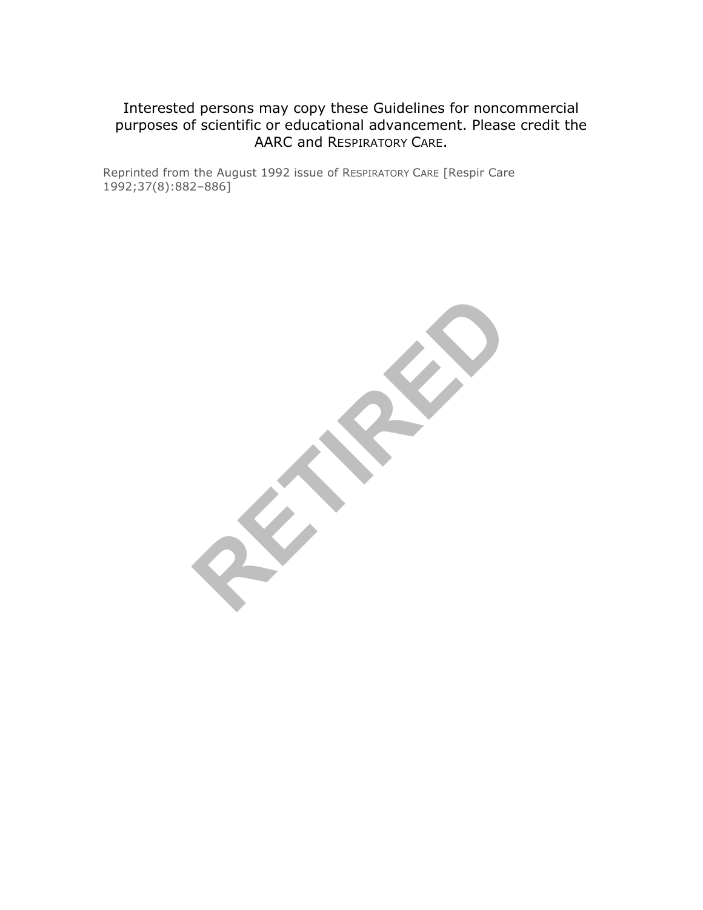Interested persons may copy these Guidelines for noncommercial purposes of scientific or educational advancement. Please credit the AARC and RESPIRATORY CARE.

Reprinted from the August 1992 issue of RESPIRATORY CARE [Respir Care 1992;37(8):882–886]

RETIRED